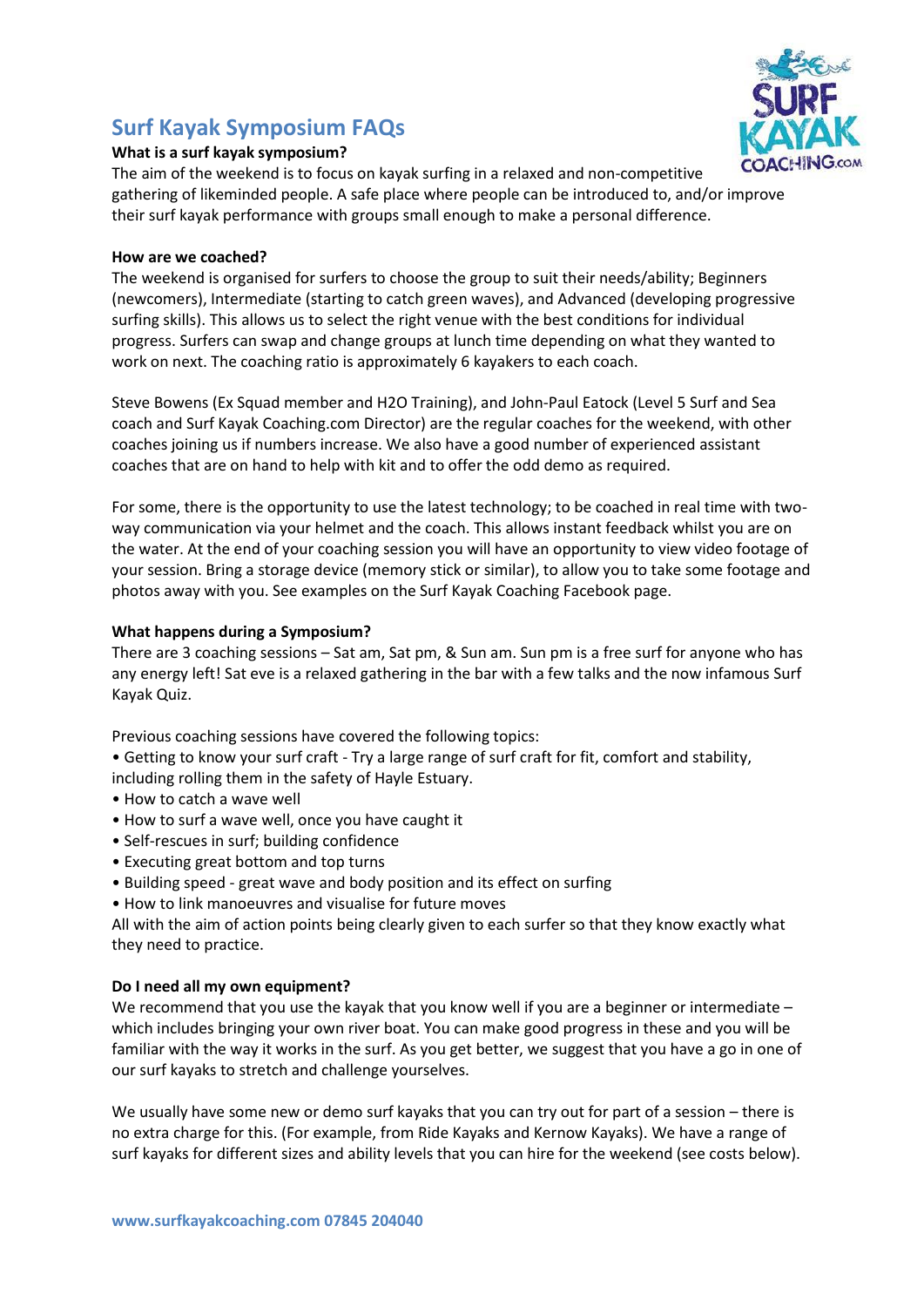# Surf Kayak Symposium FAQs

**What is a surf kayak symposium?**

The aim of the weekend is to focus on kayak surfing in a relaxed and non-competitive gathering of likeminded people. A safe place where people can be introduced to, and/or improve their surf kayak performance with groups small enough to make a personal difference.

**How are we coached?**

The weekend is organised for surfers to choose the group to suit their needs/ability; Beginners (newcomers), Intermediate (starting to catch green waves), and Advanced (developing progressive surfing skills). This allows us to select the right venue with the best conditions for individual progress. Surfers can swap and change groups at lunch time depending on what they wanted to work on next. The coaching ratio is approximately 6 kayakers to each coach.

Steve Bowens (Ex Squad member and H2O Training), and John-Paul Eatock (Level 5 Surf and Sea coach and Surf Kayak Coaching.com Director) are the regular coaches for the weekend, with other coaches joining us if numbers increase. We also have a good number of experienced assistant coaches that are on hand to help with kit and to offer the odd demo as required.

For some, there is the opportunity to use the latest technology; to be coached in real time with two-way communication via your helmet and the coach. This allows instant feedback whilst you are on the water. At the end of your coaching session you will have an opportunity to view video footage of your session. Bring a storage device (memory stick or similar), to allow you to take some footage and photos away with you. See examples on the Surf Kayak Coaching Facebook page.

**What happens during a Symposium?**

There are 3 coaching sessions – Sat am, Sat pm, & Sun am. Sun pm is a free surf for anyone who has any energy left! Sat eve is a relaxed gathering in the bar with a few talks and the now infamous Surf Kayak Quiz.

Previous coaching sessions have covered the following topics:

- Getting to know your surf craft - Try a large range of surf craft for fit, comfort and stability, including rolling them in the safety of Hayle Estuary.
- How to catch a wave well
- How to surf a wave well, once you have caught it
- Self-rescues in surf; building confidence
- Executing great bottom and top turns
- Building speed - great wave and body position and its effect on surfing
- How to link manoeuvres and visualise for future moves

All with the aim of action points being clearly given to each surfer so that they know exactly what they need to practice.

**Do I need all my own equipment?**

We recommend that you use the kayak that you know well if you are a beginner or intermediate – which includes bringing your own river boat. You can make good progress in these and you will be familiar with the way it works in the surf. As you get better, we suggest that you have a go in one of our surf kayaks to stretch and challenge yourselves.

We usually have some new or demo surf kayaks that you can try out for part of a session – there is no extra charge for this. (For example, from Ride Kayaks and Kernow Kayaks). We have a range of surf kayaks for different sizes and ability levels that you can hire for the weekend (see costs below).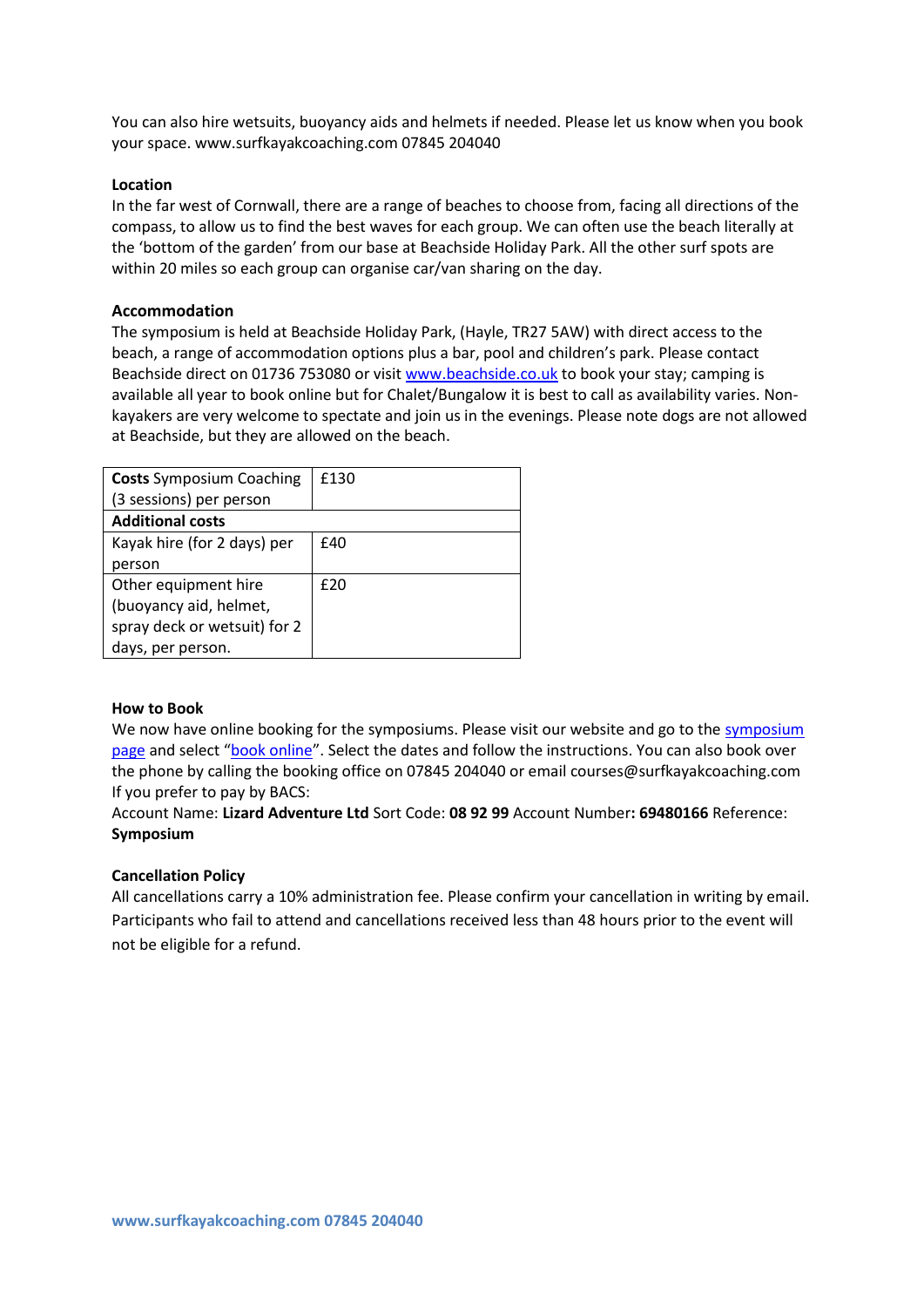You can also hire wetsuits, buoyancy aids and helmets if needed. Please let us know when you book your space. www.surfkayakcoaching.com 07845 204040

**Location**

In the far west of Cornwall, there are a range of beaches to choose from, facing all directions of the compass, to allow us to find the best waves for each group. We can often use the beach literally at the 'bottom of the garden' from our base at Beachside Holiday Park. All the other surf spots are within 20 miles so each group can organise car/van sharing on the day.

**Accommodation**

The symposium is held at Beachside Holiday Park, (Hayle, TR27 5AW) with direct access to the beach, a range of accommodation options plus a bar, pool and children's park. Please contact Beachside direct on 01736 753080 or visit www.beachside.co.uk to book your stay; camping is available all year to book online but for Chalet/Bungalow it is best to call as availability varies. Non-kayakers are very welcome to spectate and join us in the evenings. Please note dogs are not allowed at Beachside, but they are allowed on the beach.

| | |
|---|---|
| **Costs** Symposium Coaching (3 sessions) per person | £130 |
| **Additional costs** | |
| Kayak hire (for 2 days) per person | £40 |
| Other equipment hire (buoyancy aid, helmet, spray deck or wetsuit) for 2 days, per person. | £20 |

**How to Book**

We now have online booking for the symposiums. Please visit our website and go to the symposium page and select "book online". Select the dates and follow the instructions. You can also book over the phone by calling the booking office on 07845 204040 or email courses@surfkayakcoaching.com

If you prefer to pay by BACS:

Account Name: **Lizard Adventure Ltd** Sort Code: **08 92 99** Account Number**: 69480166** Reference: **Symposium**

**Cancellation Policy**

All cancellations carry a 10% administration fee. Please confirm your cancellation in writing by email. Participants who fail to attend and cancellations received less than 48 hours prior to the event will not be eligible for a refund.